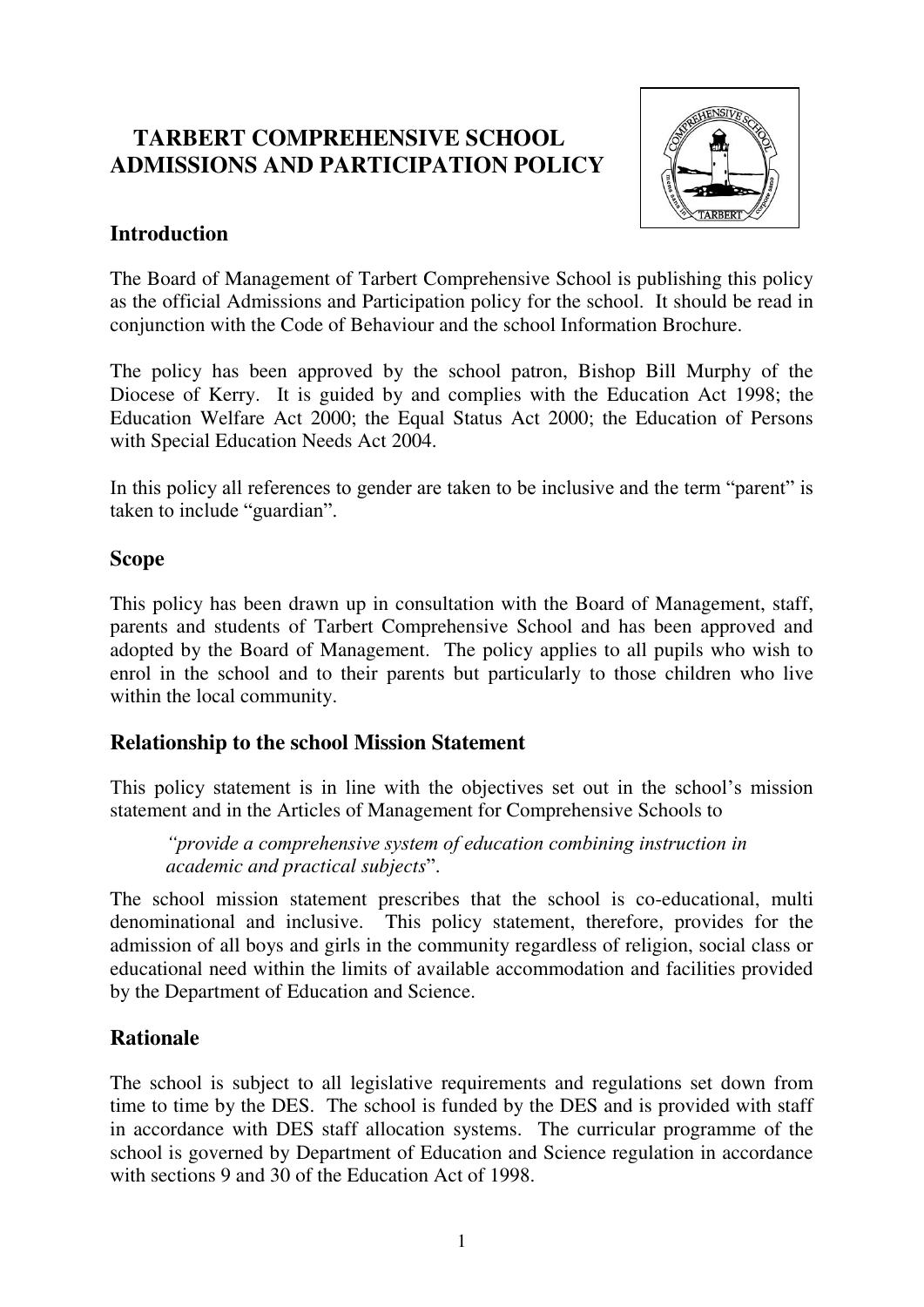# TARBERT COMPREHENSIVE SCHOOL ADMISSIONS AND PARTICIPATION POLICY

## Introduction

The Board of Management of Tarbert Comprehensive School is publishing this policy as the official Admissions and Participation policy for the school. It should be read in conjunction with the Code of Behaviour and the school Information Brochure.

The policy has been approved by the school patron, Bishop Bill Murphy of the Diocese of Kerry. It is guided by and complies with the Education Act 1998; the Education Welfare Act 2000; the Equal Status Act 2000; the Education of Persons with Special Education Needs Act 2004.

In this policy all references to gender are taken to be inclusive and the term "parent" is taken to include "guardian".

## Scope

This policy has been drawn up in consultation with the Board of Management, staff, parents and students of Tarbert Comprehensive School and has been approved and adopted by the Board of Management. The policy applies to all pupils who wish to enrol in the school and to their parents but particularly to those children who live within the local community.

## Relationship to the school Mission Statement

This policy statement is in line with the objectives set out in the school's mission statement and in the Articles of Management for Comprehensive Schools to

> *"provide a comprehensive system of education combining instruction in academic and practical subjects*".

The school mission statement prescribes that the school is co-educational, multi denominational and inclusive. This policy statement, therefore, provides for the admission of all boys and girls in the community regardless of religion, social class or educational need within the limits of available accommodation and facilities provided by the Department of Education and Science.

## Rationale

The school is subject to all legislative requirements and regulations set down from time to time by the DES. The school is funded by the DES and is provided with staff in accordance with DES staff allocation systems. The curricular programme of the school is governed by Department of Education and Science regulation in accordance with sections 9 and 30 of the Education Act of 1998.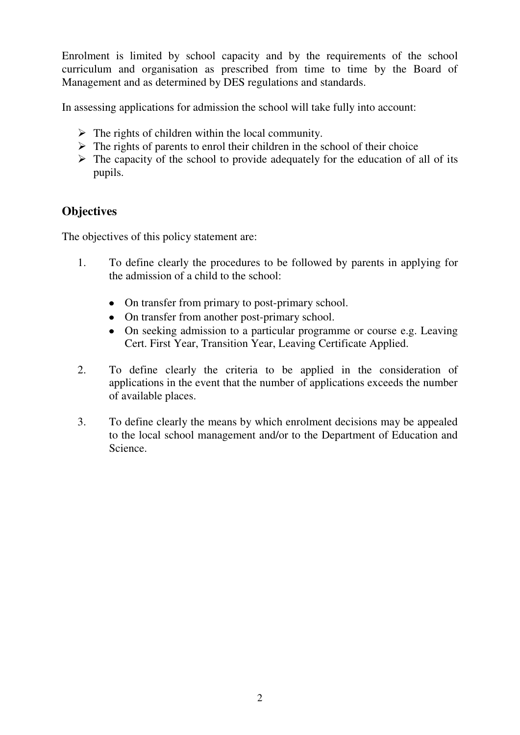Enrolment is limited by school capacity and by the requirements of the school curriculum and organisation as prescribed from time to time by the Board of Management and as determined by DES regulations and standards.

In assessing applications for admission the school will take fully into account:

- The rights of children within the local community.
- The rights of parents to enrol their children in the school of their choice
- The capacity of the school to provide adequately for the education of all of its pupils.

## Objectives

The objectives of this policy statement are:

1. To define clearly the procedures to be followed by parents in applying for the admission of a child to the school:
   - On transfer from primary to post-primary school.
   - On transfer from another post-primary school.
   - On seeking admission to a particular programme or course e.g. Leaving Cert. First Year, Transition Year, Leaving Certificate Applied.

2. To define clearly the criteria to be applied in the consideration of applications in the event that the number of applications exceeds the number of available places.

3. To define clearly the means by which enrolment decisions may be appealed to the local school management and/or to the Department of Education and Science.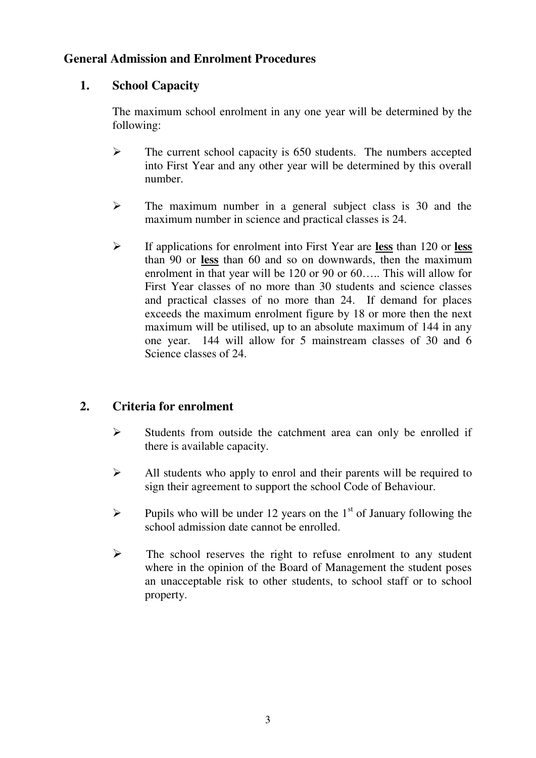## General Admission and Enrolment Procedures

### 1. School Capacity

The maximum school enrolment in any one year will be determined by the following:

- The current school capacity is 650 students. The numbers accepted into First Year and any other year will be determined by this overall number.
- The maximum number in a general subject class is 30 and the maximum number in science and practical classes is 24.
- If applications for enrolment into First Year are **less** than 120 or **less** than 90 or **less** than 60 and so on downwards, then the maximum enrolment in that year will be 120 or 90 or 60….. This will allow for First Year classes of no more than 30 students and science classes and practical classes of no more than 24. If demand for places exceeds the maximum enrolment figure by 18 or more then the next maximum will be utilised, up to an absolute maximum of 144 in any one year. 144 will allow for 5 mainstream classes of 30 and 6 Science classes of 24.

### 2. Criteria for enrolment

- Students from outside the catchment area can only be enrolled if there is available capacity.
- All students who apply to enrol and their parents will be required to sign their agreement to support the school Code of Behaviour.
- Pupils who will be under 12 years on the 1st of January following the school admission date cannot be enrolled.
- The school reserves the right to refuse enrolment to any student where in the opinion of the Board of Management the student poses an unacceptable risk to other students, to school staff or to school property.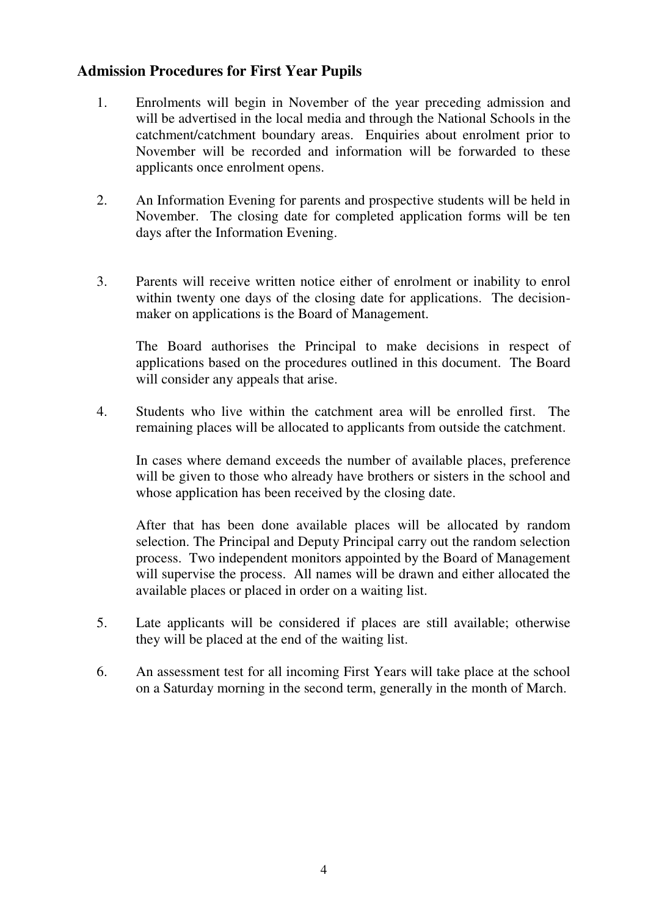## Admission Procedures for First Year Pupils

1. Enrolments will begin in November of the year preceding admission and will be advertised in the local media and through the National Schools in the catchment/catchment boundary areas. Enquiries about enrolment prior to November will be recorded and information will be forwarded to these applicants once enrolment opens.

2. An Information Evening for parents and prospective students will be held in November. The closing date for completed application forms will be ten days after the Information Evening.

3. Parents will receive written notice either of enrolment or inability to enrol within twenty one days of the closing date for applications. The decision-maker on applications is the Board of Management.

   The Board authorises the Principal to make decisions in respect of applications based on the procedures outlined in this document. The Board will consider any appeals that arise.

4. Students who live within the catchment area will be enrolled first. The remaining places will be allocated to applicants from outside the catchment.

   In cases where demand exceeds the number of available places, preference will be given to those who already have brothers or sisters in the school and whose application has been received by the closing date.

   After that has been done available places will be allocated by random selection. The Principal and Deputy Principal carry out the random selection process. Two independent monitors appointed by the Board of Management will supervise the process. All names will be drawn and either allocated the available places or placed in order on a waiting list.

5. Late applicants will be considered if places are still available; otherwise they will be placed at the end of the waiting list.

6. An assessment test for all incoming First Years will take place at the school on a Saturday morning in the second term, generally in the month of March.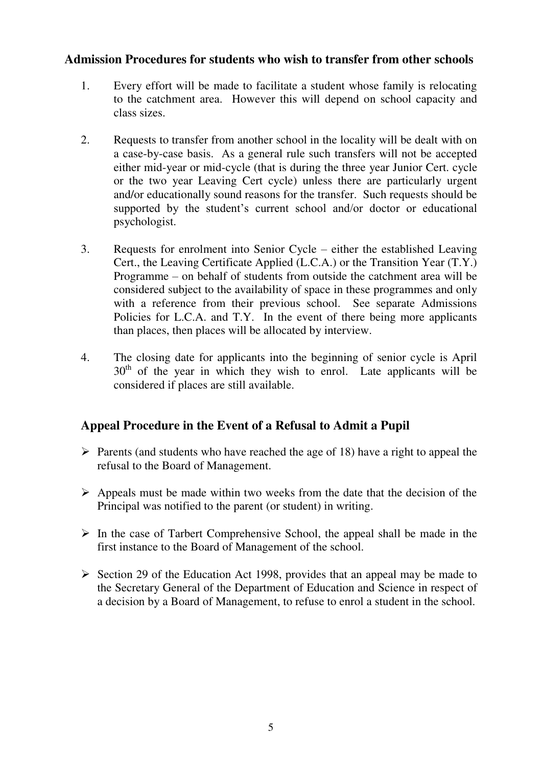## Admission Procedures for students who wish to transfer from other schools

1. Every effort will be made to facilitate a student whose family is relocating to the catchment area. However this will depend on school capacity and class sizes.

2. Requests to transfer from another school in the locality will be dealt with on a case-by-case basis. As a general rule such transfers will not be accepted either mid-year or mid-cycle (that is during the three year Junior Cert. cycle or the two year Leaving Cert cycle) unless there are particularly urgent and/or educationally sound reasons for the transfer. Such requests should be supported by the student's current school and/or doctor or educational psychologist.

3. Requests for enrolment into Senior Cycle – either the established Leaving Cert., the Leaving Certificate Applied (L.C.A.) or the Transition Year (T.Y.) Programme – on behalf of students from outside the catchment area will be considered subject to the availability of space in these programmes and only with a reference from their previous school. See separate Admissions Policies for L.C.A. and T.Y. In the event of there being more applicants than places, then places will be allocated by interview.

4. The closing date for applicants into the beginning of senior cycle is April 30th of the year in which they wish to enrol. Late applicants will be considered if places are still available.

## Appeal Procedure in the Event of a Refusal to Admit a Pupil

- Parents (and students who have reached the age of 18) have a right to appeal the refusal to the Board of Management.
- Appeals must be made within two weeks from the date that the decision of the Principal was notified to the parent (or student) in writing.
- In the case of Tarbert Comprehensive School, the appeal shall be made in the first instance to the Board of Management of the school.
- Section 29 of the Education Act 1998, provides that an appeal may be made to the Secretary General of the Department of Education and Science in respect of a decision by a Board of Management, to refuse to enrol a student in the school.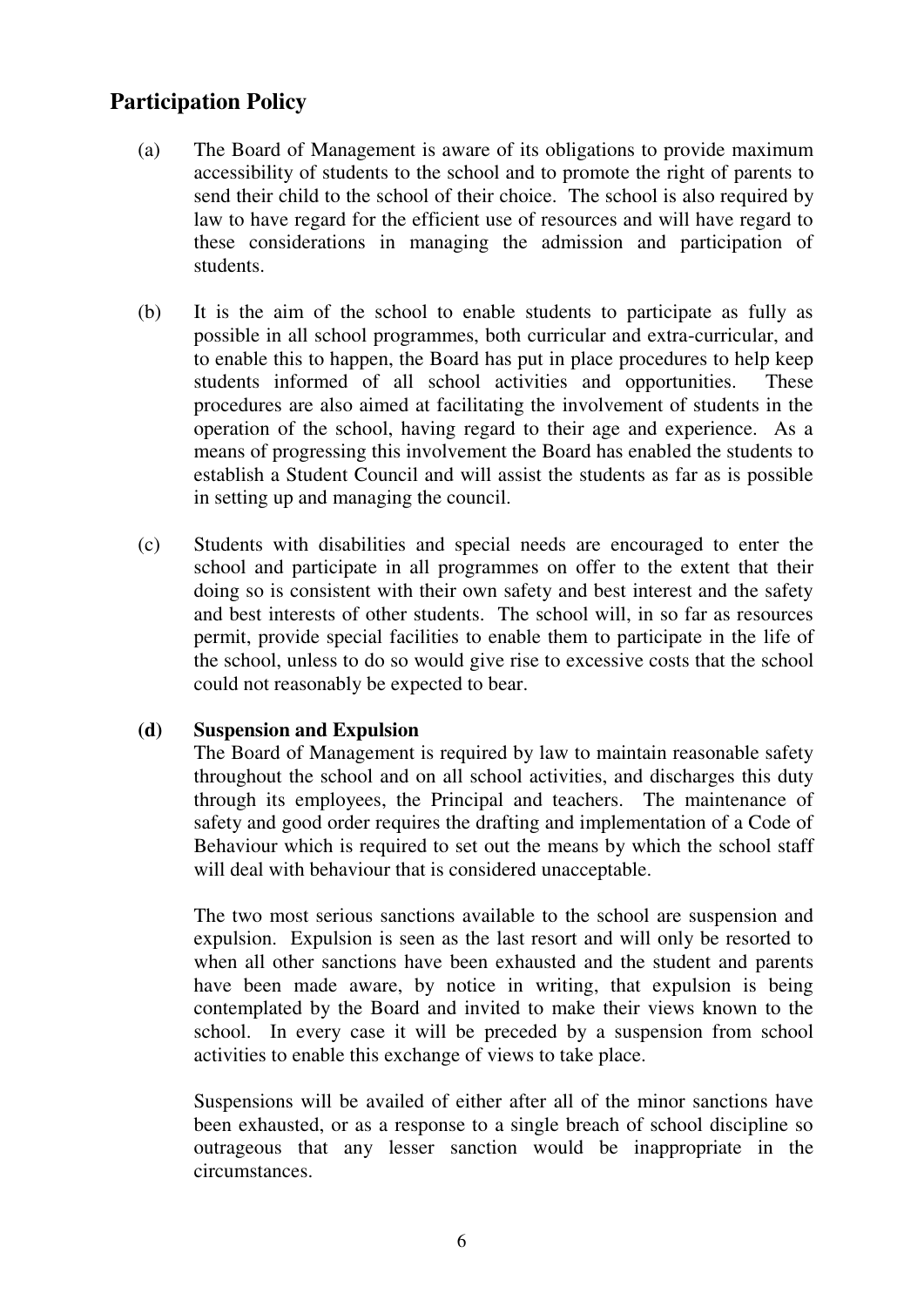## Participation Policy

(a) The Board of Management is aware of its obligations to provide maximum accessibility of students to the school and to promote the right of parents to send their child to the school of their choice. The school is also required by law to have regard for the efficient use of resources and will have regard to these considerations in managing the admission and participation of students.

(b) It is the aim of the school to enable students to participate as fully as possible in all school programmes, both curricular and extra-curricular, and to enable this to happen, the Board has put in place procedures to help keep students informed of all school activities and opportunities. These procedures are also aimed at facilitating the involvement of students in the operation of the school, having regard to their age and experience. As a means of progressing this involvement the Board has enabled the students to establish a Student Council and will assist the students as far as is possible in setting up and managing the council.

(c) Students with disabilities and special needs are encouraged to enter the school and participate in all programmes on offer to the extent that their doing so is consistent with their own safety and best interest and the safety and best interests of other students. The school will, in so far as resources permit, provide special facilities to enable them to participate in the life of the school, unless to do so would give rise to excessive costs that the school could not reasonably be expected to bear.

**(d) Suspension and Expulsion**

The Board of Management is required by law to maintain reasonable safety throughout the school and on all school activities, and discharges this duty through its employees, the Principal and teachers. The maintenance of safety and good order requires the drafting and implementation of a Code of Behaviour which is required to set out the means by which the school staff will deal with behaviour that is considered unacceptable.

The two most serious sanctions available to the school are suspension and expulsion. Expulsion is seen as the last resort and will only be resorted to when all other sanctions have been exhausted and the student and parents have been made aware, by notice in writing, that expulsion is being contemplated by the Board and invited to make their views known to the school. In every case it will be preceded by a suspension from school activities to enable this exchange of views to take place.

Suspensions will be availed of either after all of the minor sanctions have been exhausted, or as a response to a single breach of school discipline so outrageous that any lesser sanction would be inappropriate in the circumstances.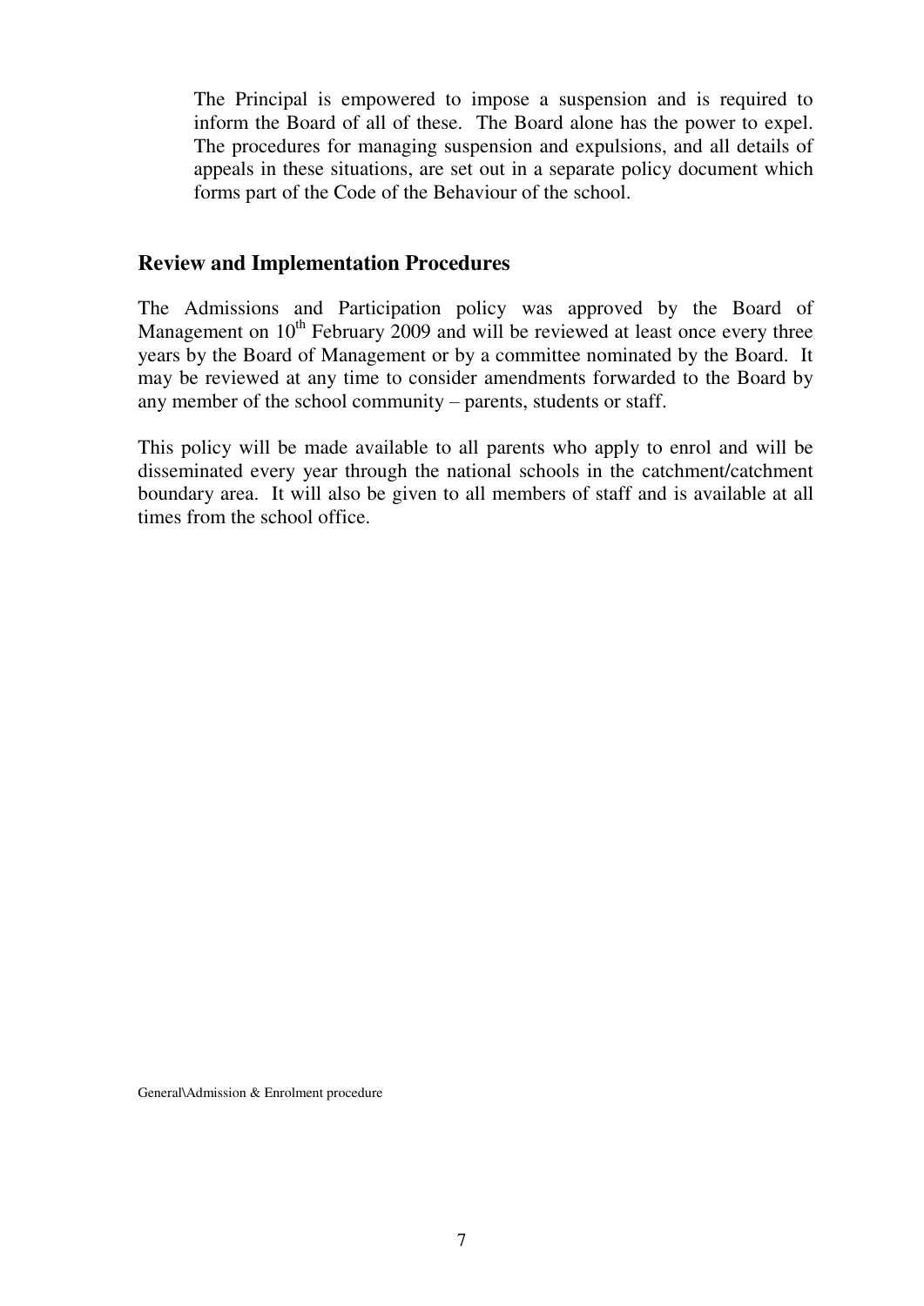The Principal is empowered to impose a suspension and is required to inform the Board of all of these. The Board alone has the power to expel. The procedures for managing suspension and expulsions, and all details of appeals in these situations, are set out in a separate policy document which forms part of the Code of the Behaviour of the school.

## Review and Implementation Procedures

The Admissions and Participation policy was approved by the Board of Management on 10th February 2009 and will be reviewed at least once every three years by the Board of Management or by a committee nominated by the Board. It may be reviewed at any time to consider amendments forwarded to the Board by any member of the school community – parents, students or staff.

This policy will be made available to all parents who apply to enrol and will be disseminated every year through the national schools in the catchment/catchment boundary area. It will also be given to all members of staff and is available at all times from the school office.

General\Admission & Enrolment procedure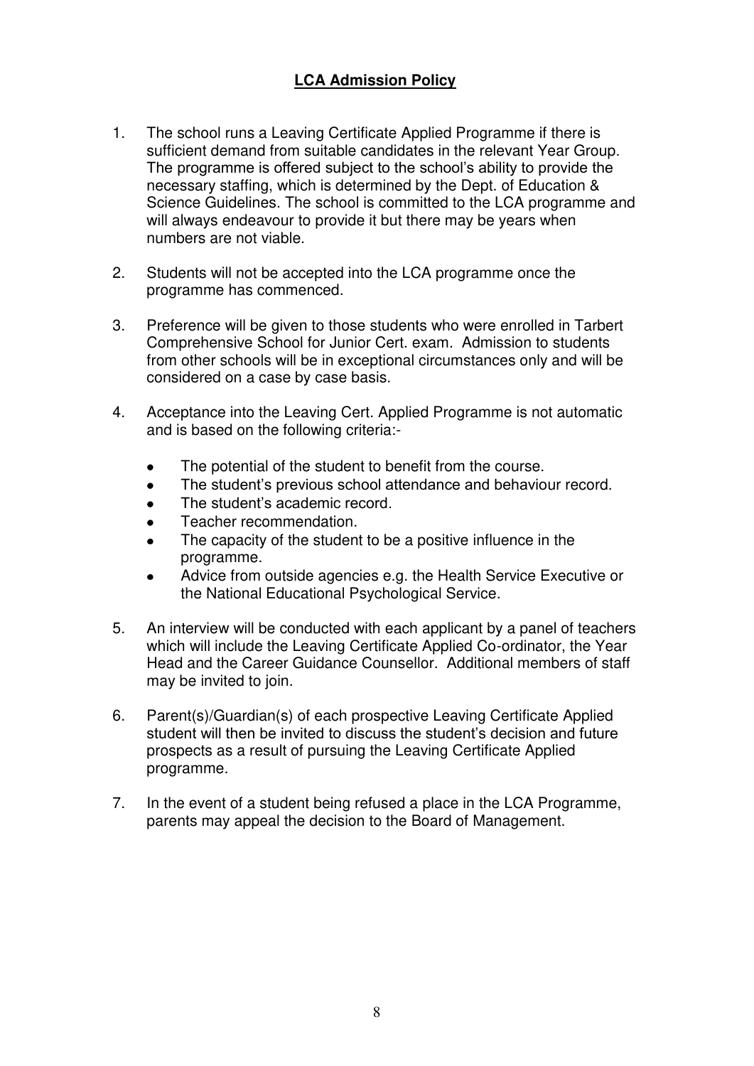## LCA Admission Policy

1. The school runs a Leaving Certificate Applied Programme if there is sufficient demand from suitable candidates in the relevant Year Group. The programme is offered subject to the school's ability to provide the necessary staffing, which is determined by the Dept. of Education & Science Guidelines. The school is committed to the LCA programme and will always endeavour to provide it but there may be years when numbers are not viable.

2. Students will not be accepted into the LCA programme once the programme has commenced.

3. Preference will be given to those students who were enrolled in Tarbert Comprehensive School for Junior Cert. exam. Admission to students from other schools will be in exceptional circumstances only and will be considered on a case by case basis.

4. Acceptance into the Leaving Cert. Applied Programme is not automatic and is based on the following criteria:-

   - The potential of the student to benefit from the course.
   - The student's previous school attendance and behaviour record.
   - The student's academic record.
   - Teacher recommendation.
   - The capacity of the student to be a positive influence in the programme.
   - Advice from outside agencies e.g. the Health Service Executive or the National Educational Psychological Service.

5. An interview will be conducted with each applicant by a panel of teachers which will include the Leaving Certificate Applied Co-ordinator, the Year Head and the Career Guidance Counsellor. Additional members of staff may be invited to join.

6. Parent(s)/Guardian(s) of each prospective Leaving Certificate Applied student will then be invited to discuss the student's decision and future prospects as a result of pursuing the Leaving Certificate Applied programme.

7. In the event of a student being refused a place in the LCA Programme, parents may appeal the decision to the Board of Management.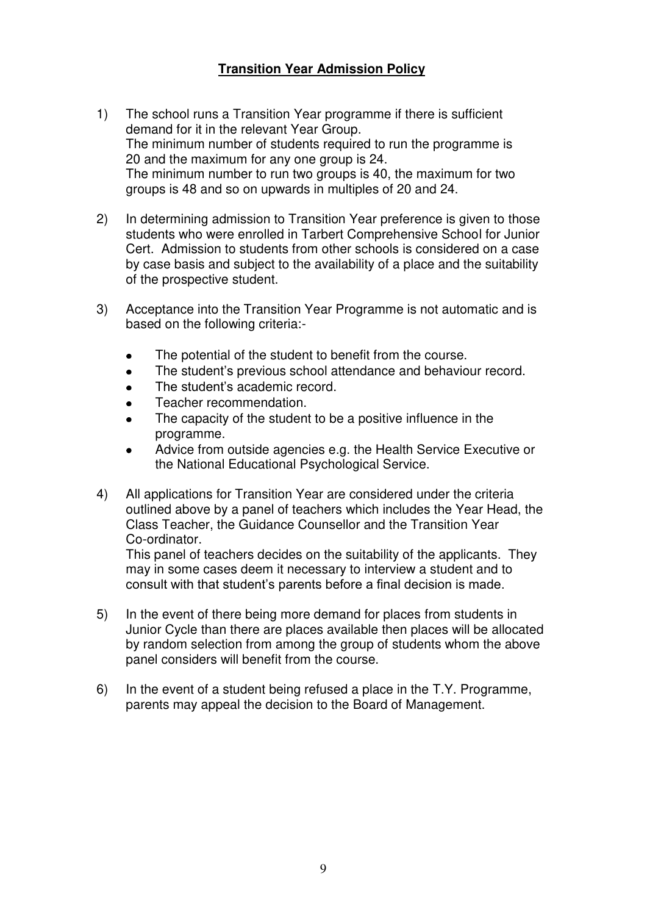## **Transition Year Admission Policy**

1) The school runs a Transition Year programme if there is sufficient demand for it in the relevant Year Group.
   The minimum number of students required to run the programme is 20 and the maximum for any one group is 24.
   The minimum number to run two groups is 40, the maximum for two groups is 48 and so on upwards in multiples of 20 and 24.

2) In determining admission to Transition Year preference is given to those students who were enrolled in Tarbert Comprehensive School for Junior Cert. Admission to students from other schools is considered on a case by case basis and subject to the availability of a place and the suitability of the prospective student.

3) Acceptance into the Transition Year Programme is not automatic and is based on the following criteria:-

   - The potential of the student to benefit from the course.
   - The student's previous school attendance and behaviour record.
   - The student's academic record.
   - Teacher recommendation.
   - The capacity of the student to be a positive influence in the programme.
   - Advice from outside agencies e.g. the Health Service Executive or the National Educational Psychological Service.

4) All applications for Transition Year are considered under the criteria outlined above by a panel of teachers which includes the Year Head, the Class Teacher, the Guidance Counsellor and the Transition Year Co-ordinator.
   This panel of teachers decides on the suitability of the applicants. They may in some cases deem it necessary to interview a student and to consult with that student's parents before a final decision is made.

5) In the event of there being more demand for places from students in Junior Cycle than there are places available then places will be allocated by random selection from among the group of students whom the above panel considers will benefit from the course.

6) In the event of a student being refused a place in the T.Y. Programme, parents may appeal the decision to the Board of Management.